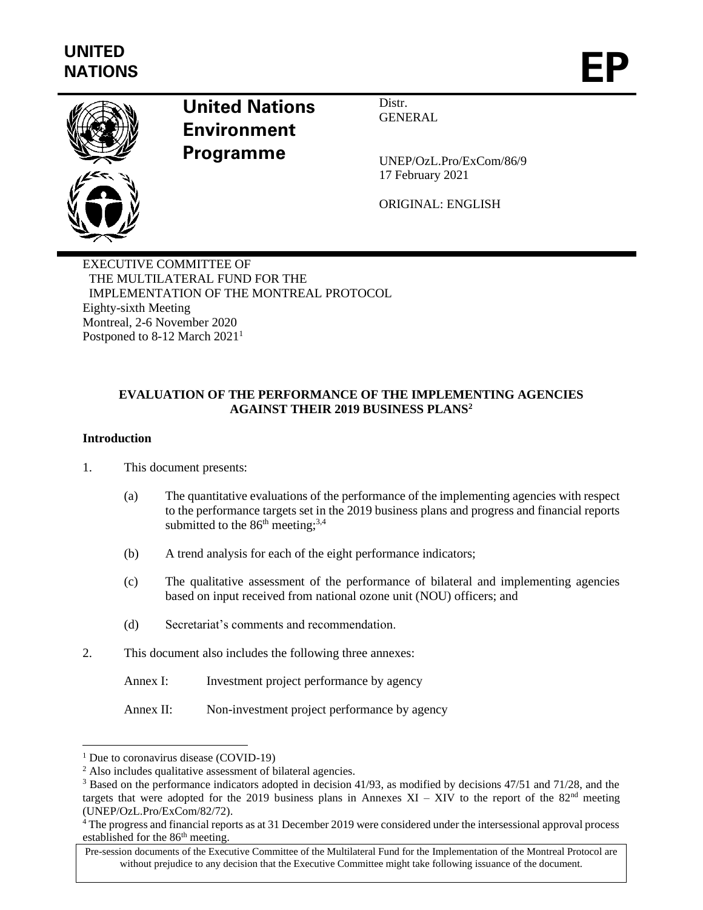UNITED NATIONS

**EP**

**United Nations Environment Programme**

Distr.
GENERAL

UNEP/OzL.Pro/ExCom/86/9
17 February 2021

ORIGINAL: ENGLISH

EXECUTIVE COMMITTEE OF
THE MULTILATERAL FUND FOR THE
IMPLEMENTATION OF THE MONTREAL PROTOCOL
Eighty-sixth Meeting
Montreal, 2-6 November 2020
Postponed to 8-12 March 2021[1]

## EVALUATION OF THE PERFORMANCE OF THE IMPLEMENTING AGENCIES AGAINST THEIR 2019 BUSINESS PLANS[2]

### Introduction

1. This document presents:

   (a) The quantitative evaluations of the performance of the implementing agencies with respect to the performance targets set in the 2019 business plans and progress and financial reports submitted to the 86th meeting;[3,4]

   (b) A trend analysis for each of the eight performance indicators;

   (c) The qualitative assessment of the performance of bilateral and implementing agencies based on input received from national ozone unit (NOU) officers; and

   (d) Secretariat's comments and recommendation.

2. This document also includes the following three annexes:

   Annex I: Investment project performance by agency

   Annex II: Non-investment project performance by agency

---

[1] Due to coronavirus disease (COVID-19)

[2] Also includes qualitative assessment of bilateral agencies.

[3] Based on the performance indicators adopted in decision 41/93, as modified by decisions 47/51 and 71/28, and the targets that were adopted for the 2019 business plans in Annexes XI – XIV to the report of the 82nd meeting (UNEP/OzL.Pro/ExCom/82/72).

[4] The progress and financial reports as at 31 December 2019 were considered under the intersessional approval process established for the 86th meeting.

Pre-session documents of the Executive Committee of the Multilateral Fund for the Implementation of the Montreal Protocol are without prejudice to any decision that the Executive Committee might take following issuance of the document.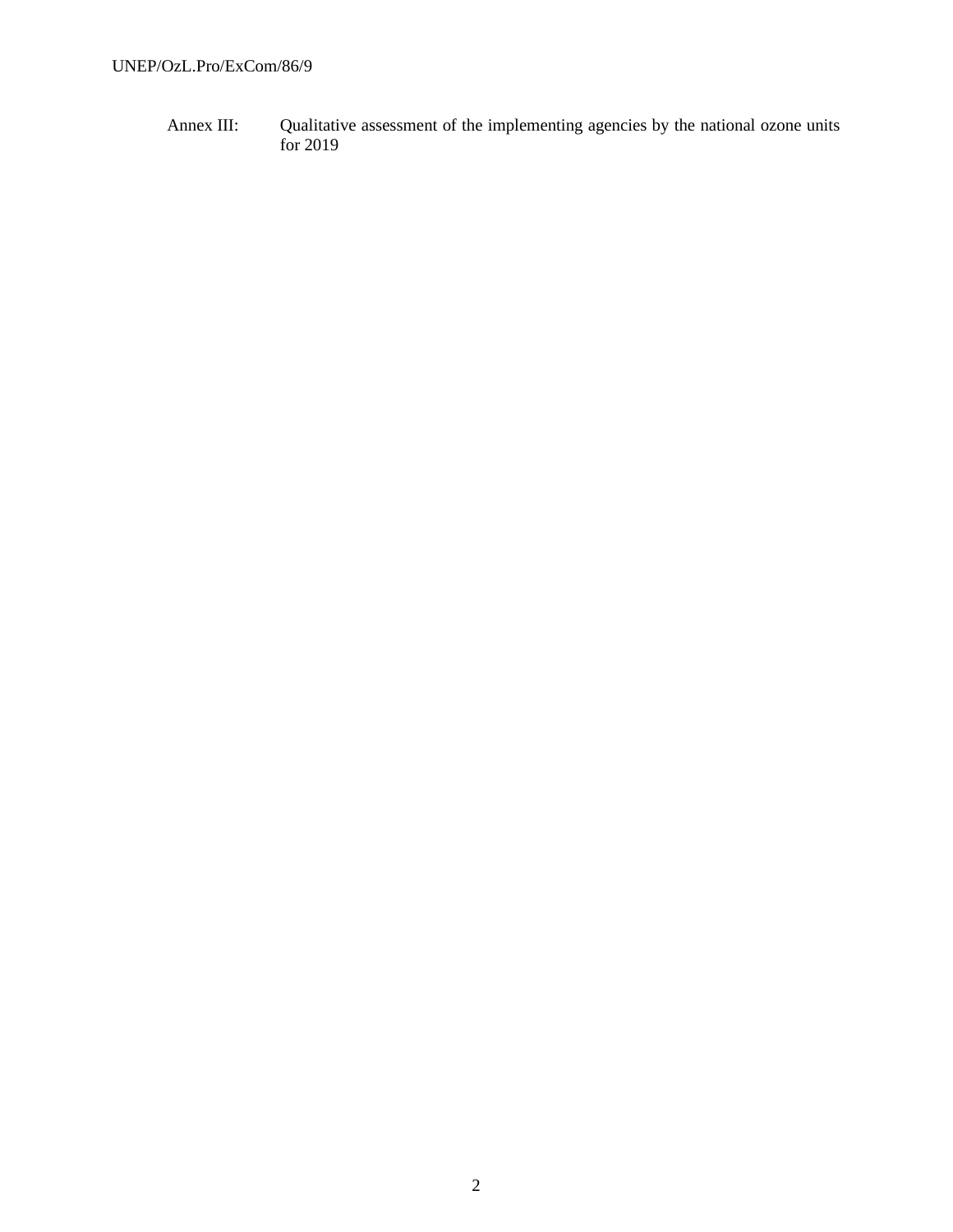Annex III: Qualitative assessment of the implementing agencies by the national ozone units for 2019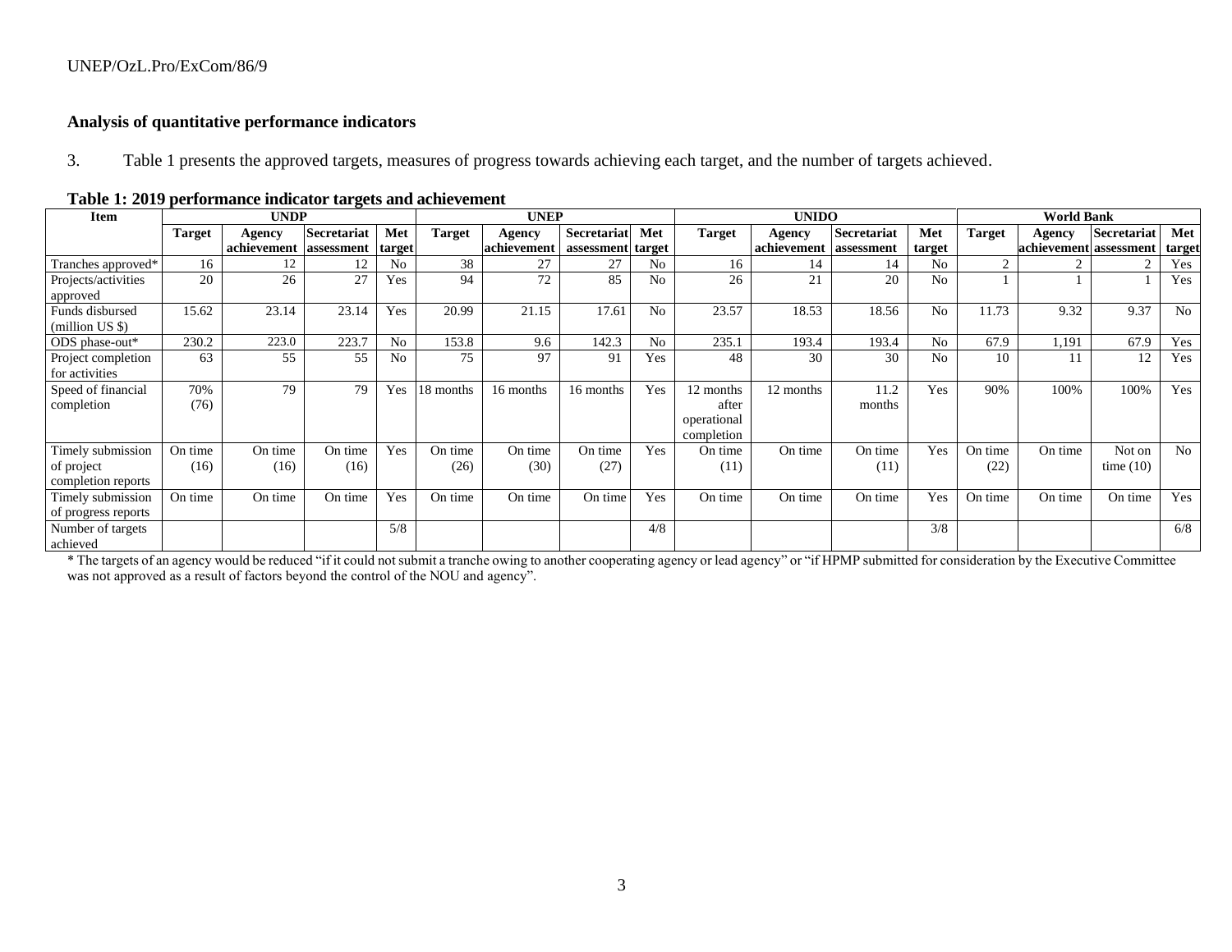### Analysis of quantitative performance indicators

3. Table 1 presents the approved targets, measures of progress towards achieving each target, and the number of targets achieved.

**Table 1: 2019 performance indicator targets and achievement**

| Item | UNDP | | | | UNEP | | | | UNIDO | | | | World Bank | | | |
|---|---|---|---|---|---|---|---|---|---|---|---|---|---|---|---|---|
| | Target | Agency achievement | Secretariat assessment | Met target | Target | Agency achievement | Secretariat assessment | Met target | Target | Agency achievement | Secretariat assessment | Met target | Target | Agency achievement | Secretariat assessment | Met target |
| Tranches approved* | 16 | 12 | 12 | No | 38 | 27 | 27 | No | 16 | 14 | 14 | No | 2 | 2 | 2 | Yes |
| Projects/activities approved | 20 | 26 | 27 | Yes | 94 | 72 | 85 | No | 26 | 21 | 20 | No | 1 | 1 | 1 | Yes |
| Funds disbursed (million US $) | 15.62 | 23.14 | 23.14 | Yes | 20.99 | 21.15 | 17.61 | No | 23.57 | 18.53 | 18.56 | No | 11.73 | 9.32 | 9.37 | No |
| ODS phase-out* | 230.2 | 223.0 | 223.7 | No | 153.8 | 9.6 | 142.3 | No | 235.1 | 193.4 | 193.4 | No | 67.9 | 1,191 | 67.9 | Yes |
| Project completion for activities | 63 | 55 | 55 | No | 75 | 97 | 91 | Yes | 48 | 30 | 30 | No | 10 | 11 | 12 | Yes |
| Speed of financial completion | 70% (76) | 79 | 79 | Yes | 18 months | 16 months | 16 months | Yes | 12 months after operational completion | 12 months | 11.2 months | Yes | 90% | 100% | 100% | Yes |
| Timely submission of project completion reports | On time (16) | On time (16) | On time (16) | Yes | On time (26) | On time (30) | On time (27) | Yes | On time (11) | On time | On time (11) | Yes | On time (22) | On time | Not on time (10) | No |
| Timely submission of progress reports | On time | On time | On time | Yes | On time | On time | On time | Yes | On time | On time | On time | Yes | On time | On time | On time | Yes |
| Number of targets achieved | | | | 5/8 | | | | 4/8 | | | | 3/8 | | | | 6/8 |

* The targets of an agency would be reduced "if it could not submit a tranche owing to another cooperating agency or lead agency" or "if HPMP submitted for consideration by the Executive Committee was not approved as a result of factors beyond the control of the NOU and agency".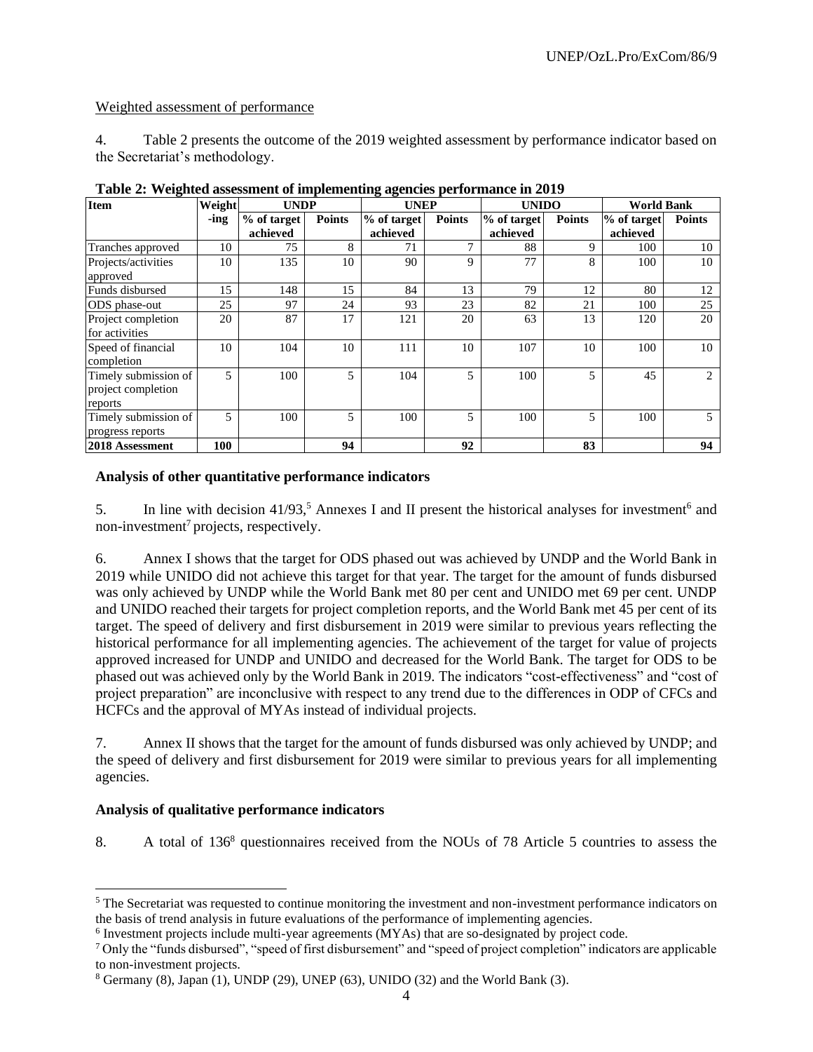Weighted assessment of performance

4. Table 2 presents the outcome of the 2019 weighted assessment by performance indicator based on the Secretariat's methodology.

**Table 2: Weighted assessment of implementing agencies performance in 2019**

| Item | Weight-ing | UNDP | | UNEP | | UNIDO | | World Bank | |
|---|---|---|---|---|---|---|---|---|---|
| | | % of target achieved | Points | % of target achieved | Points | % of target achieved | Points | % of target achieved | Points |
| Tranches approved | 10 | 75 | 8 | 71 | 7 | 88 | 9 | 100 | 10 |
| Projects/activities approved | 10 | 135 | 10 | 90 | 9 | 77 | 8 | 100 | 10 |
| Funds disbursed | 15 | 148 | 15 | 84 | 13 | 79 | 12 | 80 | 12 |
| ODS phase-out | 25 | 97 | 24 | 93 | 23 | 82 | 21 | 100 | 25 |
| Project completion for activities | 20 | 87 | 17 | 121 | 20 | 63 | 13 | 120 | 20 |
| Speed of financial completion | 10 | 104 | 10 | 111 | 10 | 107 | 10 | 100 | 10 |
| Timely submission of project completion reports | 5 | 100 | 5 | 104 | 5 | 100 | 5 | 45 | 2 |
| Timely submission of progress reports | 5 | 100 | 5 | 100 | 5 | 100 | 5 | 100 | 5 |
| **2018 Assessment** | **100** | | **94** | | **92** | | **83** | | **94** |

**Analysis of other quantitative performance indicators**

5. In line with decision 41/93,[5] Annexes I and II present the historical analyses for investment[6] and non-investment[7] projects, respectively.

6. Annex I shows that the target for ODS phased out was achieved by UNDP and the World Bank in 2019 while UNIDO did not achieve this target for that year. The target for the amount of funds disbursed was only achieved by UNDP while the World Bank met 80 per cent and UNIDO met 69 per cent. UNDP and UNIDO reached their targets for project completion reports, and the World Bank met 45 per cent of its target. The speed of delivery and first disbursement in 2019 were similar to previous years reflecting the historical performance for all implementing agencies. The achievement of the target for value of projects approved increased for UNDP and UNIDO and decreased for the World Bank. The target for ODS to be phased out was achieved only by the World Bank in 2019. The indicators "cost-effectiveness" and "cost of project preparation" are inconclusive with respect to any trend due to the differences in ODP of CFCs and HCFCs and the approval of MYAs instead of individual projects.

7. Annex II shows that the target for the amount of funds disbursed was only achieved by UNDP; and the speed of delivery and first disbursement for 2019 were similar to previous years for all implementing agencies.

**Analysis of qualitative performance indicators**

8. A total of 136[8] questionnaires received from the NOUs of 78 Article 5 countries to assess the

---

[5] The Secretariat was requested to continue monitoring the investment and non-investment performance indicators on the basis of trend analysis in future evaluations of the performance of implementing agencies.

[6] Investment projects include multi-year agreements (MYAs) that are so-designated by project code.

[7] Only the "funds disbursed", "speed of first disbursement" and "speed of project completion" indicators are applicable to non-investment projects.

[8] Germany (8), Japan (1), UNDP (29), UNEP (63), UNIDO (32) and the World Bank (3).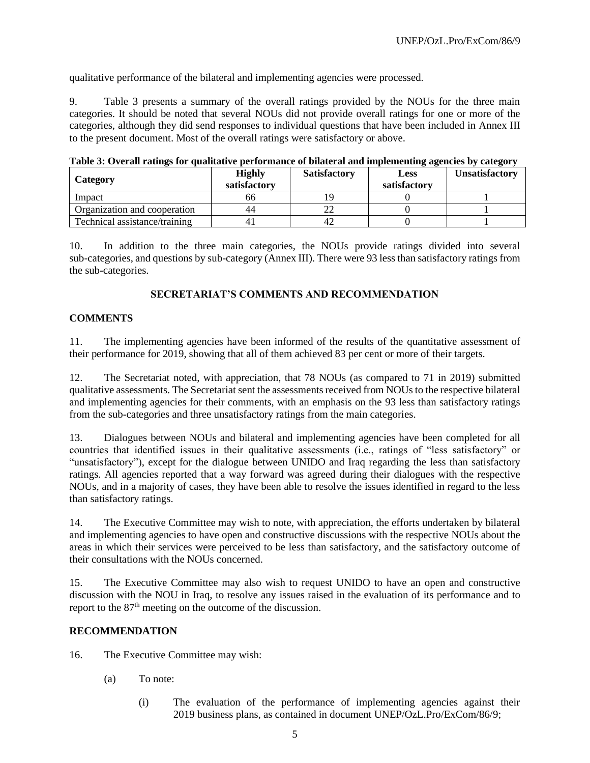qualitative performance of the bilateral and implementing agencies were processed.

9. Table 3 presents a summary of the overall ratings provided by the NOUs for the three main categories. It should be noted that several NOUs did not provide overall ratings for one or more of the categories, although they did send responses to individual questions that have been included in Annex III to the present document. Most of the overall ratings were satisfactory or above.

**Table 3: Overall ratings for qualitative performance of bilateral and implementing agencies by category**

| Category | Highly satisfactory | Satisfactory | Less satisfactory | Unsatisfactory |
|---|---|---|---|---|
| Impact | 66 | 19 | 0 | 1 |
| Organization and cooperation | 44 | 22 | 0 | 1 |
| Technical assistance/training | 41 | 42 | 0 | 1 |

10. In addition to the three main categories, the NOUs provide ratings divided into several sub-categories, and questions by sub-category (Annex III). There were 93 less than satisfactory ratings from the sub-categories.

## SECRETARIAT'S COMMENTS AND RECOMMENDATION

### COMMENTS

11. The implementing agencies have been informed of the results of the quantitative assessment of their performance for 2019, showing that all of them achieved 83 per cent or more of their targets.

12. The Secretariat noted, with appreciation, that 78 NOUs (as compared to 71 in 2019) submitted qualitative assessments. The Secretariat sent the assessments received from NOUs to the respective bilateral and implementing agencies for their comments, with an emphasis on the 93 less than satisfactory ratings from the sub-categories and three unsatisfactory ratings from the main categories.

13. Dialogues between NOUs and bilateral and implementing agencies have been completed for all countries that identified issues in their qualitative assessments (i.e., ratings of "less satisfactory" or "unsatisfactory"), except for the dialogue between UNIDO and Iraq regarding the less than satisfactory ratings. All agencies reported that a way forward was agreed during their dialogues with the respective NOUs, and in a majority of cases, they have been able to resolve the issues identified in regard to the less than satisfactory ratings.

14. The Executive Committee may wish to note, with appreciation, the efforts undertaken by bilateral and implementing agencies to have open and constructive discussions with the respective NOUs about the areas in which their services were perceived to be less than satisfactory, and the satisfactory outcome of their consultations with the NOUs concerned.

15. The Executive Committee may also wish to request UNIDO to have an open and constructive discussion with the NOU in Iraq, to resolve any issues raised in the evaluation of its performance and to report to the 87th meeting on the outcome of the discussion.

### RECOMMENDATION

16. The Executive Committee may wish:

(a) To note:

(i) The evaluation of the performance of implementing agencies against their 2019 business plans, as contained in document UNEP/OzL.Pro/ExCom/86/9;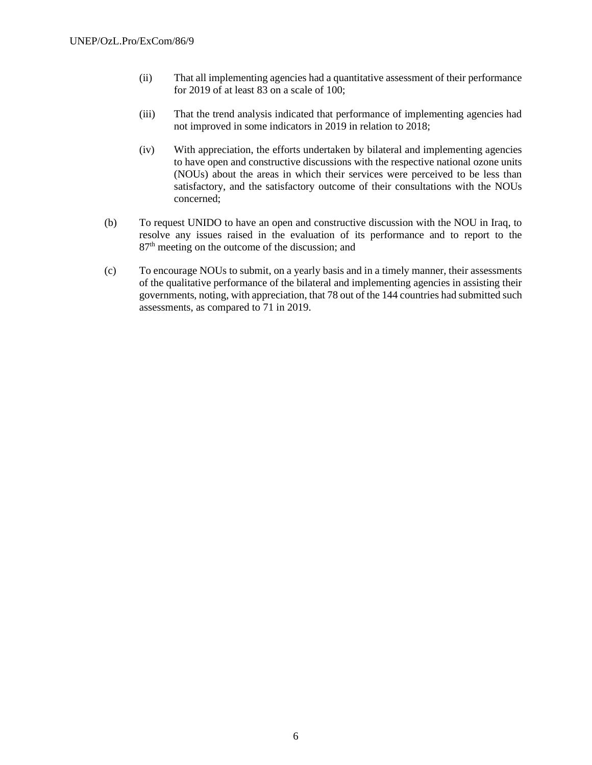(ii) That all implementing agencies had a quantitative assessment of their performance for 2019 of at least 83 on a scale of 100;

(iii) That the trend analysis indicated that performance of implementing agencies had not improved in some indicators in 2019 in relation to 2018;

(iv) With appreciation, the efforts undertaken by bilateral and implementing agencies to have open and constructive discussions with the respective national ozone units (NOUs) about the areas in which their services were perceived to be less than satisfactory, and the satisfactory outcome of their consultations with the NOUs concerned;

(b) To request UNIDO to have an open and constructive discussion with the NOU in Iraq, to resolve any issues raised in the evaluation of its performance and to report to the 87th meeting on the outcome of the discussion; and

(c) To encourage NOUs to submit, on a yearly basis and in a timely manner, their assessments of the qualitative performance of the bilateral and implementing agencies in assisting their governments, noting, with appreciation, that 78 out of the 144 countries had submitted such assessments, as compared to 71 in 2019.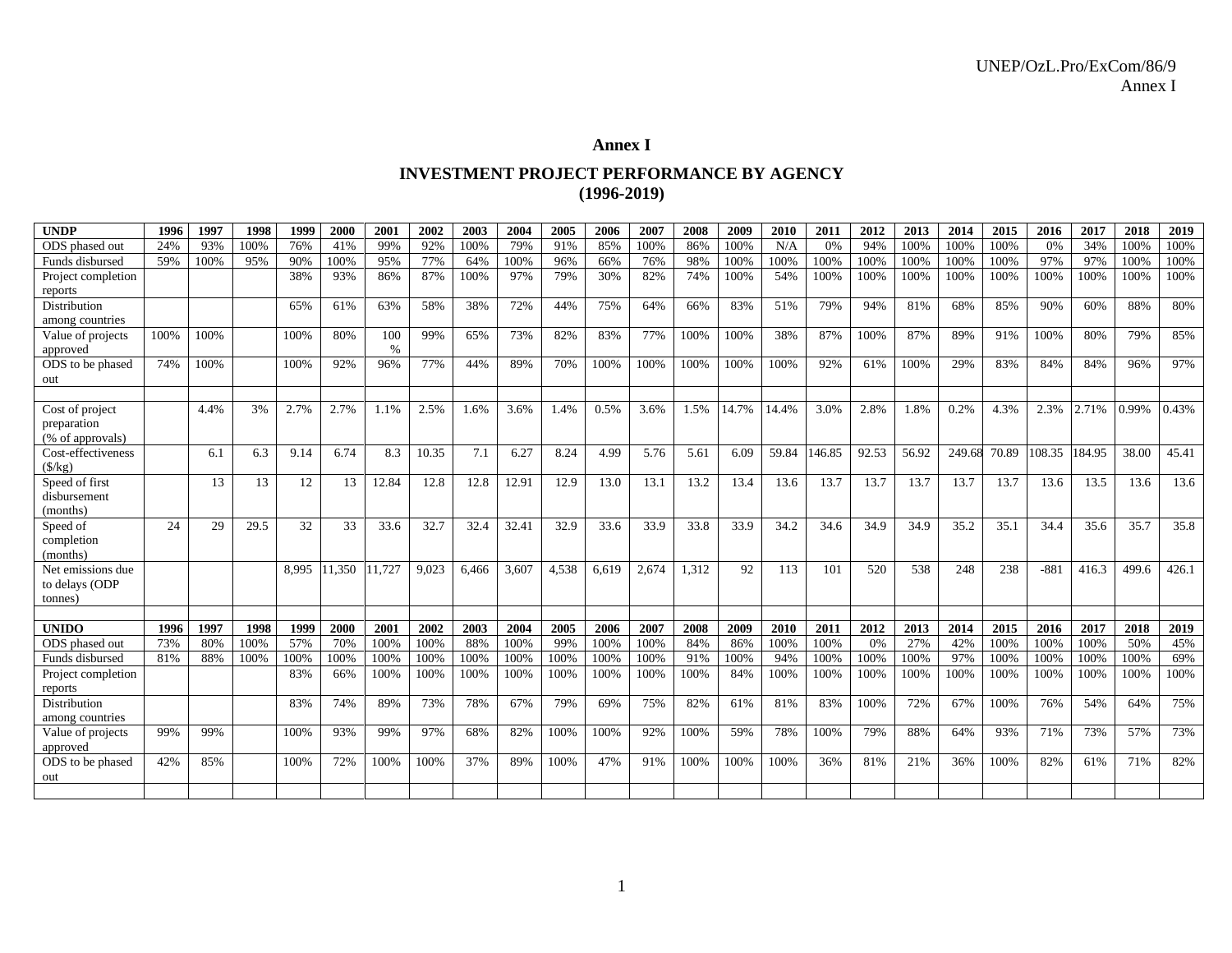## Annex I

## INVESTMENT PROJECT PERFORMANCE BY AGENCY (1996-2019)

| UNDP | 1996 | 1997 | 1998 | 1999 | 2000 | 2001 | 2002 | 2003 | 2004 | 2005 | 2006 | 2007 | 2008 | 2009 | 2010 | 2011 | 2012 | 2013 | 2014 | 2015 | 2016 | 2017 | 2018 | 2019 |
|---|---|---|---|---|---|---|---|---|---|---|---|---|---|---|---|---|---|---|---|---|---|---|---|---|
| ODS phased out | 24% | 93% | 100% | 76% | 41% | 99% | 92% | 100% | 79% | 91% | 85% | 100% | 86% | 100% | N/A | 0% | 94% | 100% | 100% | 100% | 0% | 34% | 100% | 100% |
| Funds disbursed | 59% | 100% | 95% | 90% | 100% | 95% | 77% | 64% | 100% | 96% | 66% | 76% | 98% | 100% | 100% | 100% | 100% | 100% | 100% | 100% | 97% | 97% | 100% | 100% |
| Project completion reports | | | | 38% | 93% | 86% | 87% | 100% | 97% | 79% | 30% | 82% | 74% | 100% | 54% | 100% | 100% | 100% | 100% | 100% | 100% | 100% | 100% | 100% |
| Distribution among countries | | | | 65% | 61% | 63% | 58% | 38% | 72% | 44% | 75% | 64% | 66% | 83% | 51% | 79% | 94% | 81% | 68% | 85% | 90% | 60% | 88% | 80% |
| Value of projects approved | 100% | 100% | | 100% | 80% | 100 % | 99% | 65% | 73% | 82% | 83% | 77% | 100% | 100% | 38% | 87% | 100% | 87% | 89% | 91% | 100% | 80% | 79% | 85% |
| ODS to be phased out | 74% | 100% | | 100% | 92% | 96% | 77% | 44% | 89% | 70% | 100% | 100% | 100% | 100% | 100% | 92% | 61% | 100% | 29% | 83% | 84% | 84% | 96% | 97% |
| | | | | | | | | | | | | | | | | | | | | | | | | |
| Cost of project preparation (% of approvals) | | 4.4% | 3% | 2.7% | 2.7% | 1.1% | 2.5% | 1.6% | 3.6% | 1.4% | 0.5% | 3.6% | 1.5% | 14.7% | 14.4% | 3.0% | 2.8% | 1.8% | 0.2% | 4.3% | 2.3% | 2.71% | 0.99% | 0.43% |
| Cost-effectiveness ($/kg) | | 6.1 | 6.3 | 9.14 | 6.74 | 8.3 | 10.35 | 7.1 | 6.27 | 8.24 | 4.99 | 5.76 | 5.61 | 6.09 | 59.84 | 146.85 | 92.53 | 56.92 | 249.68 | 70.89 | 108.35 | 184.95 | 38.00 | 45.41 |
| Speed of first disbursement (months) | | 13 | 13 | 12 | 13 | 12.84 | 12.8 | 12.8 | 12.91 | 12.9 | 13.0 | 13.1 | 13.2 | 13.4 | 13.6 | 13.7 | 13.7 | 13.7 | 13.7 | 13.7 | 13.6 | 13.5 | 13.6 | 13.6 |
| Speed of completion (months) | 24 | 29 | 29.5 | 32 | 33 | 33.6 | 32.7 | 32.4 | 32.41 | 32.9 | 33.6 | 33.9 | 33.8 | 33.9 | 34.2 | 34.6 | 34.9 | 34.9 | 35.2 | 35.1 | 34.4 | 35.6 | 35.7 | 35.8 |
| Net emissions due to delays (ODP tonnes) | | | | 8,995 | 11,350 | 11,727 | 9,023 | 6,466 | 3,607 | 4,538 | 6,619 | 2,674 | 1,312 | 92 | 113 | 101 | 520 | 538 | 248 | 238 | -881 | 416.3 | 499.6 | 426.1 |

| UNIDO | 1996 | 1997 | 1998 | 1999 | 2000 | 2001 | 2002 | 2003 | 2004 | 2005 | 2006 | 2007 | 2008 | 2009 | 2010 | 2011 | 2012 | 2013 | 2014 | 2015 | 2016 | 2017 | 2018 | 2019 |
|---|---|---|---|---|---|---|---|---|---|---|---|---|---|---|---|---|---|---|---|---|---|---|---|---|
| ODS phased out | 73% | 80% | 100% | 57% | 70% | 100% | 100% | 88% | 100% | 99% | 100% | 100% | 84% | 86% | 100% | 100% | 0% | 27% | 42% | 100% | 100% | 100% | 50% | 45% |
| Funds disbursed | 81% | 88% | 100% | 100% | 100% | 100% | 100% | 100% | 100% | 100% | 100% | 100% | 91% | 100% | 94% | 100% | 100% | 100% | 97% | 100% | 100% | 100% | 100% | 69% |
| Project completion reports | | | | 83% | 66% | 100% | 100% | 100% | 100% | 100% | 100% | 100% | 100% | 84% | 100% | 100% | 100% | 100% | 100% | 100% | 100% | 100% | 100% | 100% |
| Distribution among countries | | | | 83% | 74% | 89% | 73% | 78% | 67% | 79% | 69% | 75% | 82% | 61% | 81% | 83% | 100% | 72% | 67% | 100% | 76% | 54% | 64% | 75% |
| Value of projects approved | 99% | 99% | | 100% | 93% | 99% | 97% | 68% | 82% | 100% | 100% | 92% | 100% | 59% | 78% | 100% | 79% | 88% | 64% | 93% | 71% | 73% | 57% | 73% |
| ODS to be phased out | 42% | 85% | | 100% | 72% | 100% | 100% | 37% | 89% | 100% | 47% | 91% | 100% | 100% | 100% | 36% | 81% | 21% | 36% | 100% | 82% | 61% | 71% | 82% |
| | | | | | | | | | | | | | | | | | | | | | | | | |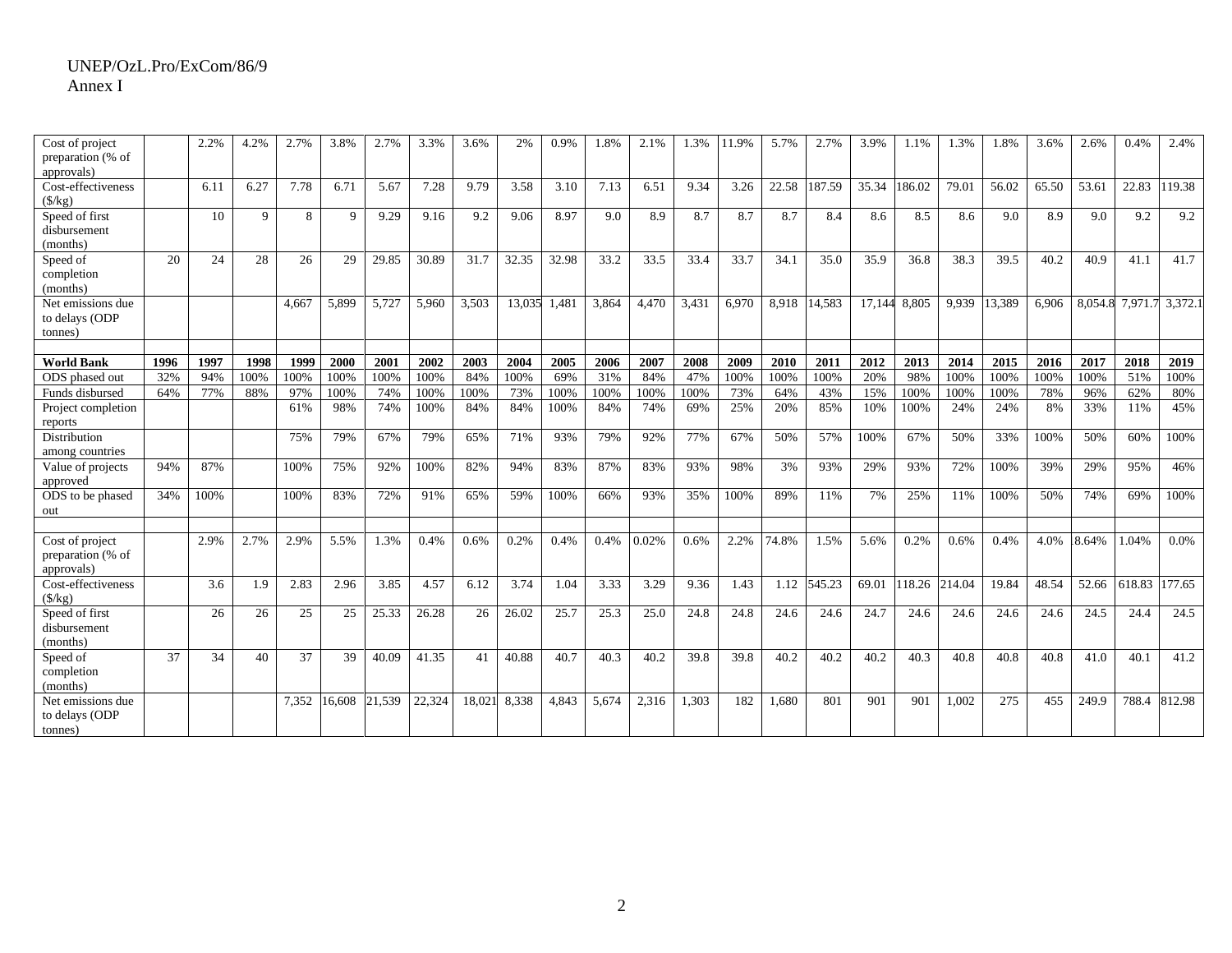| | | | | | | | | | | | | | | | | | | | | | | | | |
|---|---|---|---|---|---|---|---|---|---|---|---|---|---|---|---|---|---|---|---|---|---|---|---|---|
| Cost of project preparation (% of approvals) | | 2.2% | 4.2% | 2.7% | 3.8% | 2.7% | 3.3% | 3.6% | 2% | 0.9% | 1.8% | 2.1% | 1.3% | 11.9% | 5.7% | 2.7% | 3.9% | 1.1% | 1.3% | 1.8% | 3.6% | 2.6% | 0.4% | 2.4% |
| Cost-effectiveness ($/kg) | | 6.11 | 6.27 | 7.78 | 6.71 | 5.67 | 7.28 | 9.79 | 3.58 | 3.10 | 7.13 | 6.51 | 9.34 | 3.26 | 22.58 | 187.59 | 35.34 | 186.02 | 79.01 | 56.02 | 65.50 | 53.61 | 22.83 | 119.38 |
| Speed of first disbursement (months) | | 10 | 9 | 8 | 9 | 9.29 | 9.16 | 9.2 | 9.06 | 8.97 | 9.0 | 8.9 | 8.7 | 8.7 | 8.7 | 8.4 | 8.6 | 8.5 | 8.6 | 9.0 | 8.9 | 9.0 | 9.2 | 9.2 |
| Speed of completion (months) | 20 | 24 | 28 | 26 | 29 | 29.85 | 30.89 | 31.7 | 32.35 | 32.98 | 33.2 | 33.5 | 33.4 | 33.7 | 34.1 | 35.0 | 35.9 | 36.8 | 38.3 | 39.5 | 40.2 | 40.9 | 41.1 | 41.7 |
| Net emissions due to delays (ODP tonnes) | | | | 4,667 | 5,899 | 5,727 | 5,960 | 3,503 | 13,035 | 1,481 | 3,864 | 4,470 | 3,431 | 6,970 | 8,918 | 14,583 | 17,144 | 8,805 | 9,939 | 13,389 | 6,906 | 8,054.8 | 7,971.7 | 3,372.1 |
| | | | | | | | | | | | | | | | | | | | | | | | | |
| **World Bank** | **1996** | **1997** | **1998** | **1999** | **2000** | **2001** | **2002** | **2003** | **2004** | **2005** | **2006** | **2007** | **2008** | **2009** | **2010** | **2011** | **2012** | **2013** | **2014** | **2015** | **2016** | **2017** | **2018** | **2019** |
| ODS phased out | 32% | 94% | 100% | 100% | 100% | 100% | 100% | 84% | 100% | 69% | 31% | 84% | 47% | 100% | 100% | 100% | 20% | 98% | 100% | 100% | 100% | 100% | 51% | 100% |
| Funds disbursed | 64% | 77% | 88% | 97% | 100% | 74% | 100% | 100% | 73% | 100% | 100% | 100% | 100% | 73% | 64% | 43% | 15% | 100% | 100% | 100% | 78% | 96% | 62% | 80% |
| Project completion reports | | | | 61% | 98% | 74% | 100% | 84% | 84% | 100% | 84% | 74% | 69% | 25% | 20% | 85% | 10% | 100% | 24% | 24% | 8% | 33% | 11% | 45% |
| Distribution among countries | | | | 75% | 79% | 67% | 79% | 65% | 71% | 93% | 79% | 92% | 77% | 67% | 50% | 57% | 100% | 67% | 50% | 33% | 100% | 50% | 60% | 100% |
| Value of projects approved | 94% | 87% | | 100% | 75% | 92% | 100% | 82% | 94% | 83% | 87% | 83% | 93% | 98% | 3% | 93% | 29% | 93% | 72% | 100% | 39% | 29% | 95% | 46% |
| ODS to be phased out | 34% | 100% | | 100% | 83% | 72% | 91% | 65% | 59% | 100% | 66% | 93% | 35% | 100% | 89% | 11% | 7% | 25% | 11% | 100% | 50% | 74% | 69% | 100% |
| | | | | | | | | | | | | | | | | | | | | | | | | |
| Cost of project preparation (% of approvals) | | 2.9% | 2.7% | 2.9% | 5.5% | 1.3% | 0.4% | 0.6% | 0.2% | 0.4% | 0.4% | 0.02% | 0.6% | 2.2% | 74.8% | 1.5% | 5.6% | 0.2% | 0.6% | 0.4% | 4.0% | 8.64% | 1.04% | 0.0% |
| Cost-effectiveness ($/kg) | | 3.6 | 1.9 | 2.83 | 2.96 | 3.85 | 4.57 | 6.12 | 3.74 | 1.04 | 3.33 | 3.29 | 9.36 | 1.43 | 1.12 | 545.23 | 69.01 | 118.26 | 214.04 | 19.84 | 48.54 | 52.66 | 618.83 | 177.65 |
| Speed of first disbursement (months) | | 26 | 26 | 25 | 25 | 25.33 | 26.28 | 26 | 26.02 | 25.7 | 25.3 | 25.0 | 24.8 | 24.8 | 24.6 | 24.6 | 24.7 | 24.6 | 24.6 | 24.6 | 24.6 | 24.5 | 24.4 | 24.5 |
| Speed of completion (months) | 37 | 34 | 40 | 37 | 39 | 40.09 | 41.35 | 41 | 40.88 | 40.7 | 40.3 | 40.2 | 39.8 | 39.8 | 40.2 | 40.2 | 40.2 | 40.3 | 40.8 | 40.8 | 40.8 | 41.0 | 40.1 | 41.2 |
| Net emissions due to delays (ODP tonnes) | | | | 7,352 | 16,608 | 21,539 | 22,324 | 18,021 | 8,338 | 4,843 | 5,674 | 2,316 | 1,303 | 182 | 1,680 | 801 | 901 | 901 | 1,002 | 275 | 455 | 249.9 | 788.4 | 812.98 |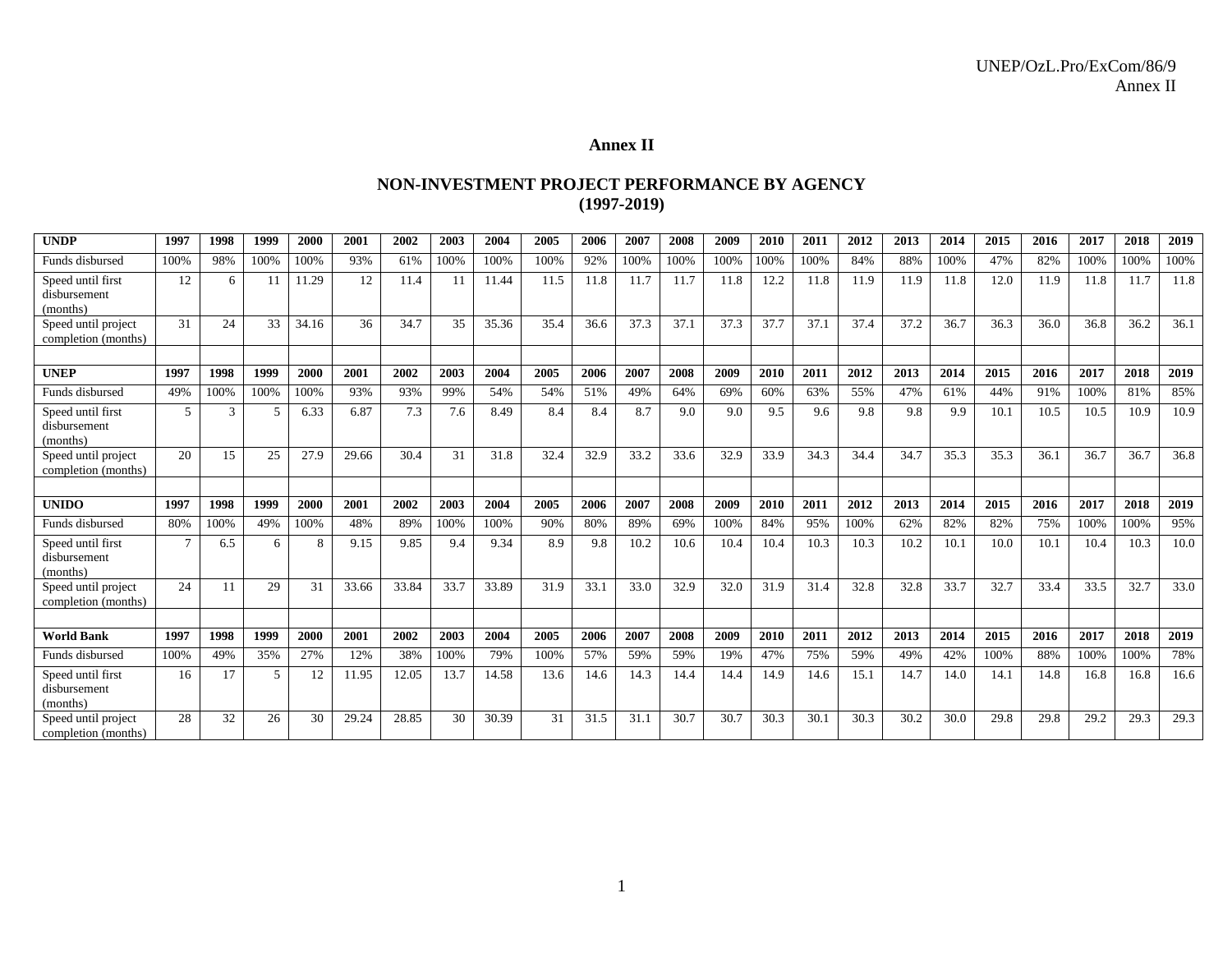# Annex II

## NON-INVESTMENT PROJECT PERFORMANCE BY AGENCY (1997-2019)

| UNDP | 1997 | 1998 | 1999 | 2000 | 2001 | 2002 | 2003 | 2004 | 2005 | 2006 | 2007 | 2008 | 2009 | 2010 | 2011 | 2012 | 2013 | 2014 | 2015 | 2016 | 2017 | 2018 | 2019 |
|---|---|---|---|---|---|---|---|---|---|---|---|---|---|---|---|---|---|---|---|---|---|---|---|
| Funds disbursed | 100% | 98% | 100% | 100% | 93% | 61% | 100% | 100% | 100% | 92% | 100% | 100% | 100% | 100% | 100% | 84% | 88% | 100% | 47% | 82% | 100% | 100% | 100% |
| Speed until first disbursement (months) | 12 | 6 | 11 | 11.29 | 12 | 11.4 | 11 | 11.44 | 11.5 | 11.8 | 11.7 | 11.7 | 11.8 | 12.2 | 11.8 | 11.9 | 11.9 | 11.8 | 12.0 | 11.9 | 11.8 | 11.7 | 11.8 |
| Speed until project completion (months) | 31 | 24 | 33 | 34.16 | 36 | 34.7 | 35 | 35.36 | 35.4 | 36.6 | 37.3 | 37.1 | 37.3 | 37.7 | 37.1 | 37.4 | 37.2 | 36.7 | 36.3 | 36.0 | 36.8 | 36.2 | 36.1 |
| | | | | | | | | | | | | | | | | | | | | | | | |
| **UNEP** | **1997** | **1998** | **1999** | **2000** | **2001** | **2002** | **2003** | **2004** | **2005** | **2006** | **2007** | **2008** | **2009** | **2010** | **2011** | **2012** | **2013** | **2014** | **2015** | **2016** | **2017** | **2018** | **2019** |
| Funds disbursed | 49% | 100% | 100% | 100% | 93% | 93% | 99% | 54% | 54% | 51% | 49% | 64% | 69% | 60% | 63% | 55% | 47% | 61% | 44% | 91% | 100% | 81% | 85% |
| Speed until first disbursement (months) | 5 | 3 | 5 | 6.33 | 6.87 | 7.3 | 7.6 | 8.49 | 8.4 | 8.4 | 8.7 | 9.0 | 9.0 | 9.5 | 9.6 | 9.8 | 9.8 | 9.9 | 10.1 | 10.5 | 10.5 | 10.9 | 10.9 |
| Speed until project completion (months) | 20 | 15 | 25 | 27.9 | 29.66 | 30.4 | 31 | 31.8 | 32.4 | 32.9 | 33.2 | 33.6 | 32.9 | 33.9 | 34.3 | 34.4 | 34.7 | 35.3 | 35.3 | 36.1 | 36.7 | 36.7 | 36.8 |
| | | | | | | | | | | | | | | | | | | | | | | | |
| **UNIDO** | **1997** | **1998** | **1999** | **2000** | **2001** | **2002** | **2003** | **2004** | **2005** | **2006** | **2007** | **2008** | **2009** | **2010** | **2011** | **2012** | **2013** | **2014** | **2015** | **2016** | **2017** | **2018** | **2019** |
| Funds disbursed | 80% | 100% | 49% | 100% | 48% | 89% | 100% | 100% | 90% | 80% | 89% | 69% | 100% | 84% | 95% | 100% | 62% | 82% | 82% | 75% | 100% | 100% | 95% |
| Speed until first disbursement (months) | 7 | 6.5 | 6 | 8 | 9.15 | 9.85 | 9.4 | 9.34 | 8.9 | 9.8 | 10.2 | 10.6 | 10.4 | 10.4 | 10.3 | 10.3 | 10.2 | 10.1 | 10.0 | 10.1 | 10.4 | 10.3 | 10.0 |
| Speed until project completion (months) | 24 | 11 | 29 | 31 | 33.66 | 33.84 | 33.7 | 33.89 | 31.9 | 33.1 | 33.0 | 32.9 | 32.0 | 31.9 | 31.4 | 32.8 | 32.8 | 33.7 | 32.7 | 33.4 | 33.5 | 32.7 | 33.0 |
| | | | | | | | | | | | | | | | | | | | | | | | |
| **World Bank** | **1997** | **1998** | **1999** | **2000** | **2001** | **2002** | **2003** | **2004** | **2005** | **2006** | **2007** | **2008** | **2009** | **2010** | **2011** | **2012** | **2013** | **2014** | **2015** | **2016** | **2017** | **2018** | **2019** |
| Funds disbursed | 100% | 49% | 35% | 27% | 12% | 38% | 100% | 79% | 100% | 57% | 59% | 59% | 19% | 47% | 75% | 59% | 49% | 42% | 100% | 88% | 100% | 100% | 78% |
| Speed until first disbursement (months) | 16 | 17 | 5 | 12 | 11.95 | 12.05 | 13.7 | 14.58 | 13.6 | 14.6 | 14.3 | 14.4 | 14.4 | 14.9 | 14.6 | 15.1 | 14.7 | 14.0 | 14.1 | 14.8 | 16.8 | 16.8 | 16.6 |
| Speed until project completion (months) | 28 | 32 | 26 | 30 | 29.24 | 28.85 | 30 | 30.39 | 31 | 31.5 | 31.1 | 30.7 | 30.7 | 30.3 | 30.1 | 30.3 | 30.2 | 30.0 | 29.8 | 29.8 | 29.2 | 29.3 | 29.3 |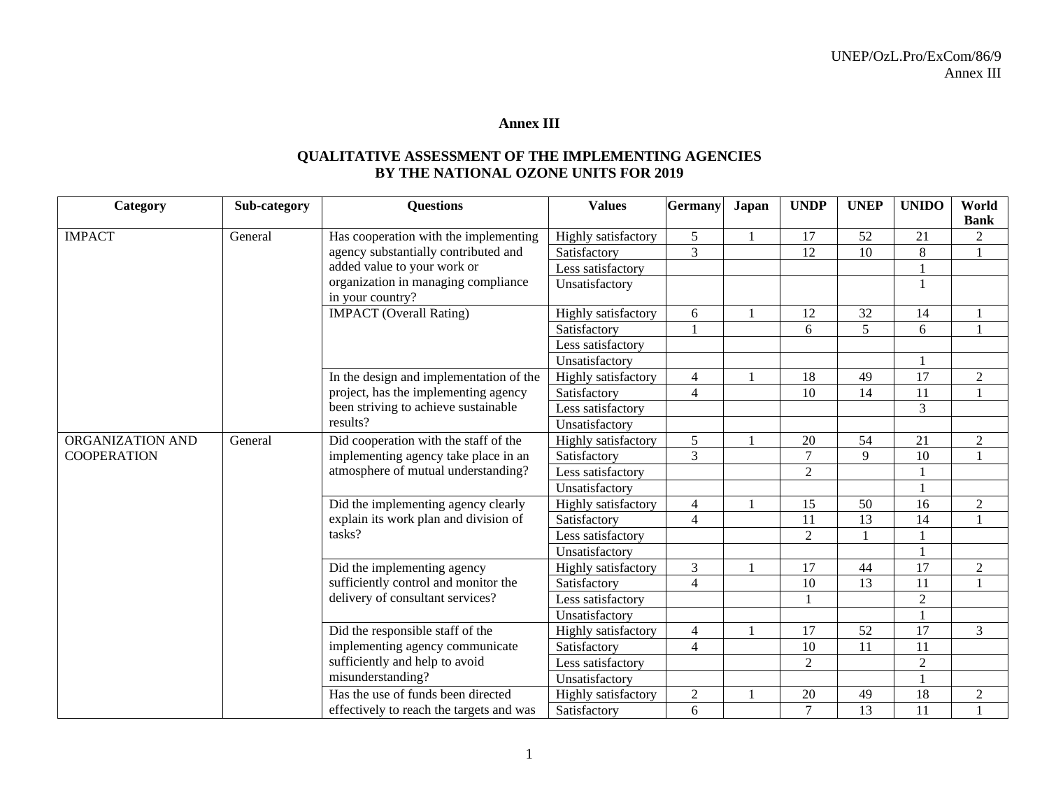## Annex III

### QUALITATIVE ASSESSMENT OF THE IMPLEMENTING AGENCIES BY THE NATIONAL OZONE UNITS FOR 2019

| Category | Sub-category | Questions | Values | Germany | Japan | UNDP | UNEP | UNIDO | World Bank |
|---|---|---|---|---|---|---|---|---|---|
| IMPACT | General | Has cooperation with the implementing agency substantially contributed and added value to your work or organization in managing compliance in your country? | Highly satisfactory | 5 | 1 | 17 | 52 | 21 | 2 |
| | | | Satisfactory | 3 | | 12 | 10 | 8 | 1 |
| | | | Less satisfactory | | | | | 1 | |
| | | | Unsatisfactory | | | | | 1 | |
| | | IMPACT (Overall Rating) | Highly satisfactory | 6 | 1 | 12 | 32 | 14 | 1 |
| | | | Satisfactory | 1 | | 6 | 5 | 6 | 1 |
| | | | Less satisfactory | | | | | | |
| | | | Unsatisfactory | | | | | 1 | |
| | | In the design and implementation of the project, has the implementing agency been striving to achieve sustainable results? | Highly satisfactory | 4 | 1 | 18 | 49 | 17 | 2 |
| | | | Satisfactory | 4 | | 10 | 14 | 11 | 1 |
| | | | Less satisfactory | | | | | 3 | |
| | | | Unsatisfactory | | | | | | |
| ORGANIZATION AND COOPERATION | General | Did cooperation with the staff of the implementing agency take place in an atmosphere of mutual understanding? | Highly satisfactory | 5 | 1 | 20 | 54 | 21 | 2 |
| | | | Satisfactory | 3 | | 7 | 9 | 10 | 1 |
| | | | Less satisfactory | | | 2 | | 1 | |
| | | | Unsatisfactory | | | | | 1 | |
| | | Did the implementing agency clearly explain its work plan and division of tasks? | Highly satisfactory | 4 | 1 | 15 | 50 | 16 | 2 |
| | | | Satisfactory | 4 | | 11 | 13 | 14 | 1 |
| | | | Less satisfactory | | | 2 | 1 | 1 | |
| | | | Unsatisfactory | | | | | 1 | |
| | | Did the implementing agency sufficiently control and monitor the delivery of consultant services? | Highly satisfactory | 3 | 1 | 17 | 44 | 17 | 2 |
| | | | Satisfactory | 4 | | 10 | 13 | 11 | 1 |
| | | | Less satisfactory | | | 1 | | 2 | |
| | | | Unsatisfactory | | | | | 1 | |
| | | Did the responsible staff of the implementing agency communicate sufficiently and help to avoid misunderstanding? | Highly satisfactory | 4 | 1 | 17 | 52 | 17 | 3 |
| | | | Satisfactory | 4 | | 10 | 11 | 11 | |
| | | | Less satisfactory | | | 2 | | 2 | |
| | | | Unsatisfactory | | | | | 1 | |
| | | Has the use of funds been directed effectively to reach the targets and was | Highly satisfactory | 2 | 1 | 20 | 49 | 18 | 2 |
| | | | Satisfactory | 6 | | 7 | 13 | 11 | 1 |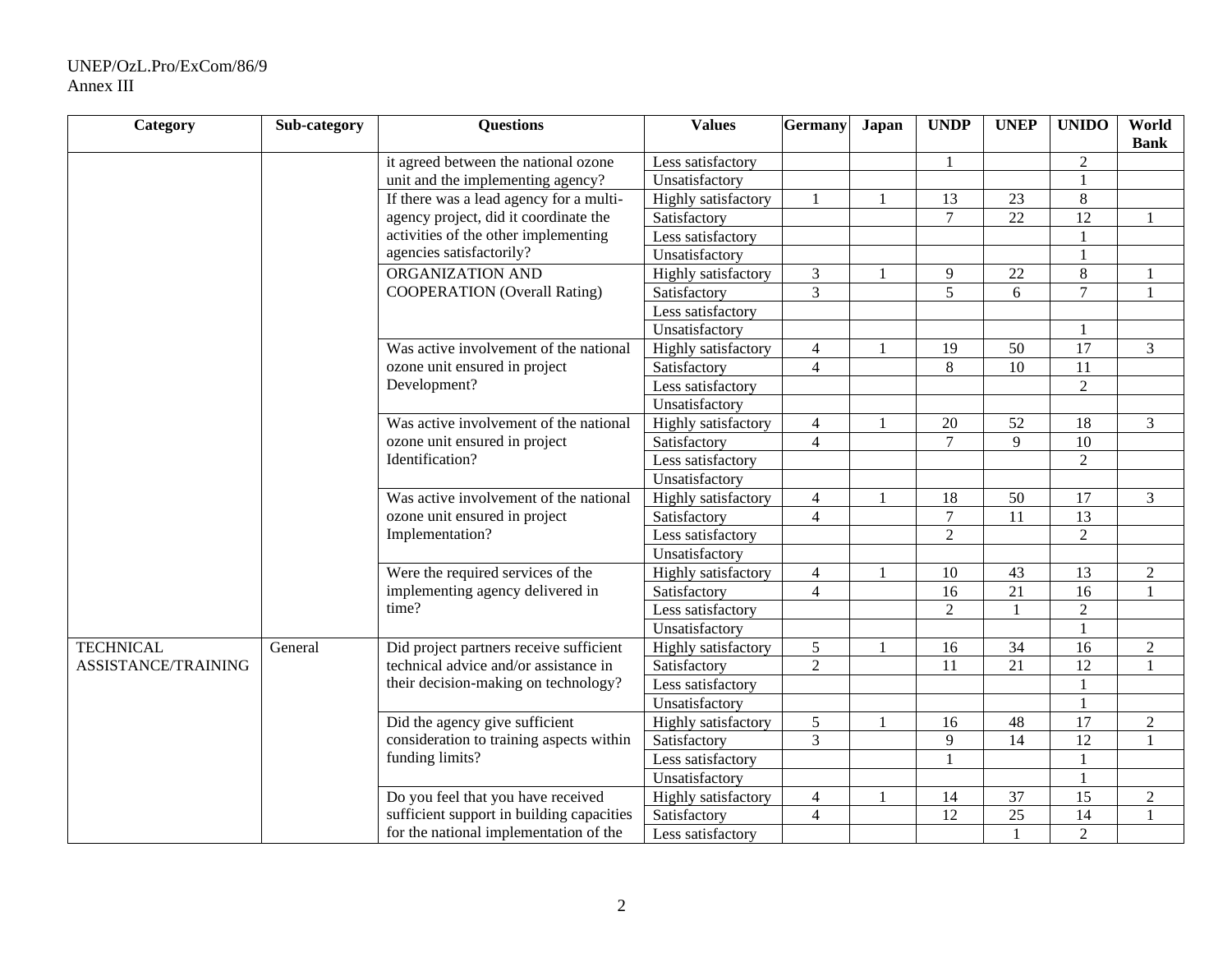| Category | Sub-category | Questions | Values | Germany | Japan | UNDP | UNEP | UNIDO | World Bank |
|---|---|---|---|---|---|---|---|---|---|
| | | it agreed between the national ozone unit and the implementing agency? | Less satisfactory | | | 1 | | 2 | |
| | | | Unsatisfactory | | | | | 1 | |
| | | If there was a lead agency for a multi-agency project, did it coordinate the activities of the other implementing agencies satisfactorily? | Highly satisfactory | 1 | 1 | 13 | 23 | 8 | |
| | | | Satisfactory | | | 7 | 22 | 12 | 1 |
| | | | Less satisfactory | | | | | 1 | |
| | | | Unsatisfactory | | | | | 1 | |
| | | ORGANIZATION AND COOPERATION (Overall Rating) | Highly satisfactory | 3 | 1 | 9 | 22 | 8 | 1 |
| | | | Satisfactory | 3 | | 5 | 6 | 7 | 1 |
| | | | Less satisfactory | | | | | | |
| | | | Unsatisfactory | | | | | 1 | |
| | | Was active involvement of the national ozone unit ensured in project Development? | Highly satisfactory | 4 | 1 | 19 | 50 | 17 | 3 |
| | | | Satisfactory | 4 | | 8 | 10 | 11 | |
| | | | Less satisfactory | | | | | 2 | |
| | | | Unsatisfactory | | | | | | |
| | | Was active involvement of the national ozone unit ensured in project Identification? | Highly satisfactory | 4 | 1 | 20 | 52 | 18 | 3 |
| | | | Satisfactory | 4 | | 7 | 9 | 10 | |
| | | | Less satisfactory | | | | | 2 | |
| | | | Unsatisfactory | | | | | | |
| | | Was active involvement of the national ozone unit ensured in project Implementation? | Highly satisfactory | 4 | 1 | 18 | 50 | 17 | 3 |
| | | | Satisfactory | 4 | | 7 | 11 | 13 | |
| | | | Less satisfactory | | | 2 | | 2 | |
| | | | Unsatisfactory | | | | | | |
| | | Were the required services of the implementing agency delivered in time? | Highly satisfactory | 4 | 1 | 10 | 43 | 13 | 2 |
| | | | Satisfactory | 4 | | 16 | 21 | 16 | 1 |
| | | | Less satisfactory | | | 2 | 1 | 2 | |
| | | | Unsatisfactory | | | | | 1 | |
| TECHNICAL ASSISTANCE/TRAINING | General | Did project partners receive sufficient technical advice and/or assistance in their decision-making on technology? | Highly satisfactory | 5 | 1 | 16 | 34 | 16 | 2 |
| | | | Satisfactory | 2 | | 11 | 21 | 12 | 1 |
| | | | Less satisfactory | | | | | 1 | |
| | | | Unsatisfactory | | | | | 1 | |
| | | Did the agency give sufficient consideration to training aspects within funding limits? | Highly satisfactory | 5 | 1 | 16 | 48 | 17 | 2 |
| | | | Satisfactory | 3 | | 9 | 14 | 12 | 1 |
| | | | Less satisfactory | | | 1 | | 1 | |
| | | | Unsatisfactory | | | | | 1 | |
| | | Do you feel that you have received sufficient support in building capacities for the national implementation of the | Highly satisfactory | 4 | 1 | 14 | 37 | 15 | 2 |
| | | | Satisfactory | 4 | | 12 | 25 | 14 | 1 |
| | | | Less satisfactory | | | | 1 | 2 | |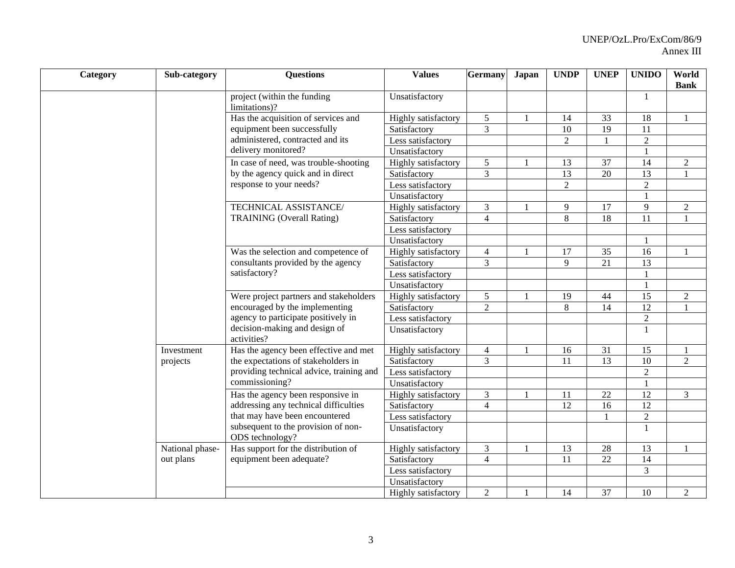| Category | Sub-category | Questions | Values | Germany | Japan | UNDP | UNEP | UNIDO | World Bank |
|---|---|---|---|---|---|---|---|---|---|
| | | project (within the funding limitations)? | Unsatisfactory | | | | | 1 | |
| | | Has the acquisition of services and equipment been successfully administered, contracted and its delivery monitored? | Highly satisfactory | 5 | 1 | 14 | 33 | 18 | 1 |
| | | | Satisfactory | 3 | | 10 | 19 | 11 | |
| | | | Less satisfactory | | | 2 | 1 | 2 | |
| | | | Unsatisfactory | | | | | 1 | |
| | | In case of need, was trouble-shooting by the agency quick and in direct response to your needs? | Highly satisfactory | 5 | 1 | 13 | 37 | 14 | 2 |
| | | | Satisfactory | 3 | | 13 | 20 | 13 | 1 |
| | | | Less satisfactory | | | 2 | | 2 | |
| | | | Unsatisfactory | | | | | 1 | |
| | | TECHNICAL ASSISTANCE/ TRAINING (Overall Rating) | Highly satisfactory | 3 | 1 | 9 | 17 | 9 | 2 |
| | | | Satisfactory | 4 | | 8 | 18 | 11 | 1 |
| | | | Less satisfactory | | | | | | |
| | | | Unsatisfactory | | | | | 1 | |
| | | Was the selection and competence of consultants provided by the agency satisfactory? | Highly satisfactory | 4 | 1 | 17 | 35 | 16 | 1 |
| | | | Satisfactory | 3 | | 9 | 21 | 13 | |
| | | | Less satisfactory | | | | | 1 | |
| | | | Unsatisfactory | | | | | 1 | |
| | | Were project partners and stakeholders encouraged by the implementing agency to participate positively in decision-making and design of activities? | Highly satisfactory | 5 | 1 | 19 | 44 | 15 | 2 |
| | | | Satisfactory | 2 | | 8 | 14 | 12 | 1 |
| | | | Less satisfactory | | | | | 2 | |
| | | | Unsatisfactory | | | | | 1 | |
| | Investment projects | Has the agency been effective and met the expectations of stakeholders in providing technical advice, training and commissioning? | Highly satisfactory | 4 | 1 | 16 | 31 | 15 | 1 |
| | | | Satisfactory | 3 | | 11 | 13 | 10 | 2 |
| | | | Less satisfactory | | | | | 2 | |
| | | | Unsatisfactory | | | | | 1 | |
| | | Has the agency been responsive in addressing any technical difficulties that may have been encountered subsequent to the provision of non-ODS technology? | Highly satisfactory | 3 | 1 | 11 | 22 | 12 | 3 |
| | | | Satisfactory | 4 | | 12 | 16 | 12 | |
| | | | Less satisfactory | | | | 1 | 2 | |
| | | | Unsatisfactory | | | | | 1 | |
| | National phase-out plans | Has support for the distribution of equipment been adequate? | Highly satisfactory | 3 | 1 | 13 | 28 | 13 | 1 |
| | | | Satisfactory | 4 | | 11 | 22 | 14 | |
| | | | Less satisfactory | | | | | 3 | |
| | | | Unsatisfactory | | | | | | |
| | | | Highly satisfactory | 2 | 1 | 14 | 37 | 10 | 2 |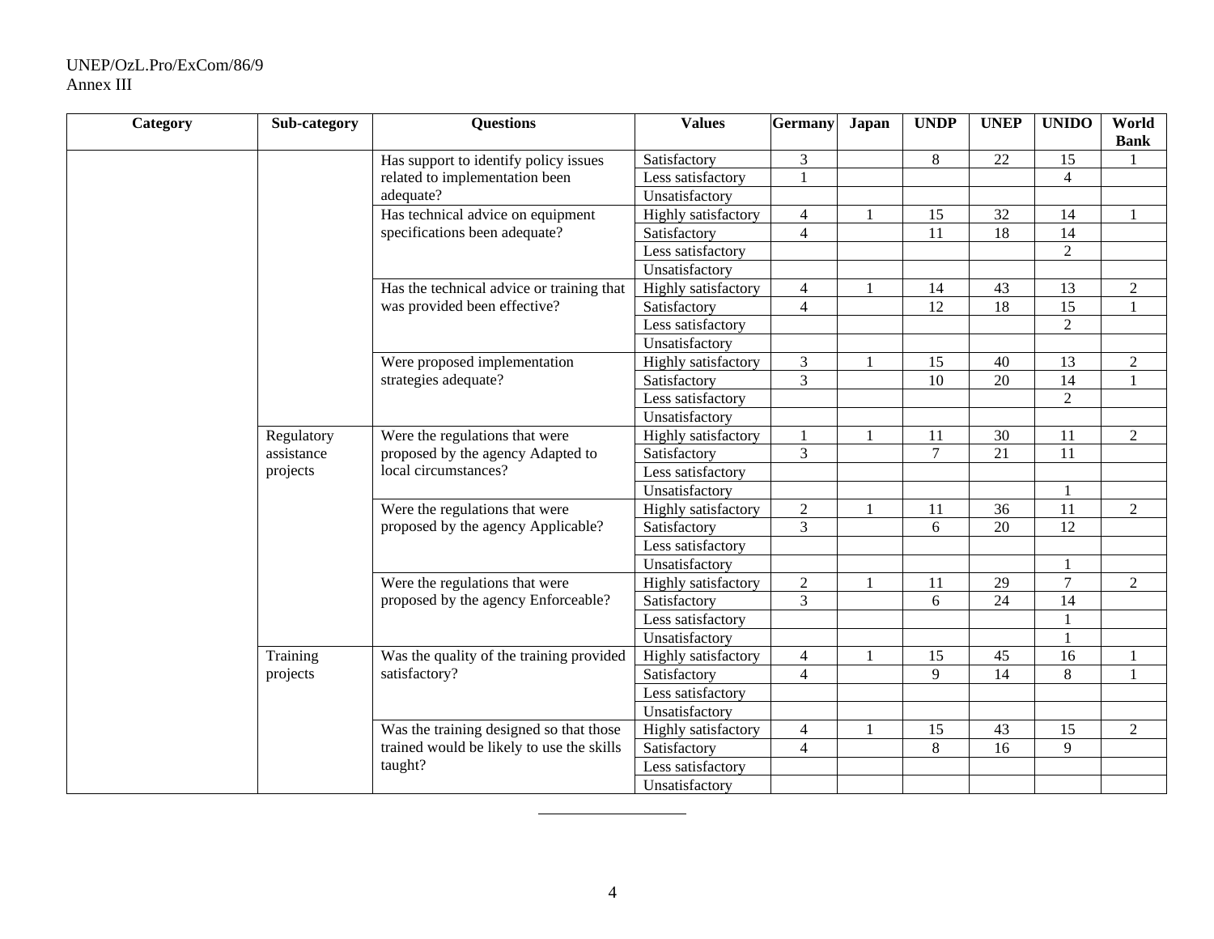| Category | Sub-category | Questions | Values | Germany | Japan | UNDP | UNEP | UNIDO | World Bank |
|---|---|---|---|---|---|---|---|---|---|
| | | Has support to identify policy issues related to implementation been adequate? | Satisfactory | 3 | | 8 | 22 | 15 | 1 |
| | | | Less satisfactory | 1 | | | | 4 | |
| | | | Unsatisfactory | | | | | | |
| | | Has technical advice on equipment specifications been adequate? | Highly satisfactory | 4 | 1 | 15 | 32 | 14 | 1 |
| | | | Satisfactory | 4 | | 11 | 18 | 14 | |
| | | | Less satisfactory | | | | | 2 | |
| | | | Unsatisfactory | | | | | | |
| | | Has the technical advice or training that was provided been effective? | Highly satisfactory | 4 | 1 | 14 | 43 | 13 | 2 |
| | | | Satisfactory | 4 | | 12 | 18 | 15 | 1 |
| | | | Less satisfactory | | | | | 2 | |
| | | | Unsatisfactory | | | | | | |
| | | Were proposed implementation strategies adequate? | Highly satisfactory | 3 | 1 | 15 | 40 | 13 | 2 |
| | | | Satisfactory | 3 | | 10 | 20 | 14 | 1 |
| | | | Less satisfactory | | | | | 2 | |
| | | | Unsatisfactory | | | | | | |
| | Regulatory assistance projects | Were the regulations that were proposed by the agency Adapted to local circumstances? | Highly satisfactory | 1 | 1 | 11 | 30 | 11 | 2 |
| | | | Satisfactory | 3 | | 7 | 21 | 11 | |
| | | | Less satisfactory | | | | | | |
| | | | Unsatisfactory | | | | | 1 | |
| | | Were the regulations that were proposed by the agency Applicable? | Highly satisfactory | 2 | 1 | 11 | 36 | 11 | 2 |
| | | | Satisfactory | 3 | | 6 | 20 | 12 | |
| | | | Less satisfactory | | | | | | |
| | | | Unsatisfactory | | | | | 1 | |
| | | Were the regulations that were proposed by the agency Enforceable? | Highly satisfactory | 2 | 1 | 11 | 29 | 7 | 2 |
| | | | Satisfactory | 3 | | 6 | 24 | 14 | |
| | | | Less satisfactory | | | | | 1 | |
| | | | Unsatisfactory | | | | | 1 | |
| | Training projects | Was the quality of the training provided satisfactory? | Highly satisfactory | 4 | 1 | 15 | 45 | 16 | 1 |
| | | | Satisfactory | 4 | | 9 | 14 | 8 | 1 |
| | | | Less satisfactory | | | | | | |
| | | | Unsatisfactory | | | | | | |
| | | Was the training designed so that those trained would be likely to use the skills taught? | Highly satisfactory | 4 | 1 | 15 | 43 | 15 | 2 |
| | | | Satisfactory | 4 | | 8 | 16 | 9 | |
| | | | Less satisfactory | | | | | | |
| | | | Unsatisfactory | | | | | | |